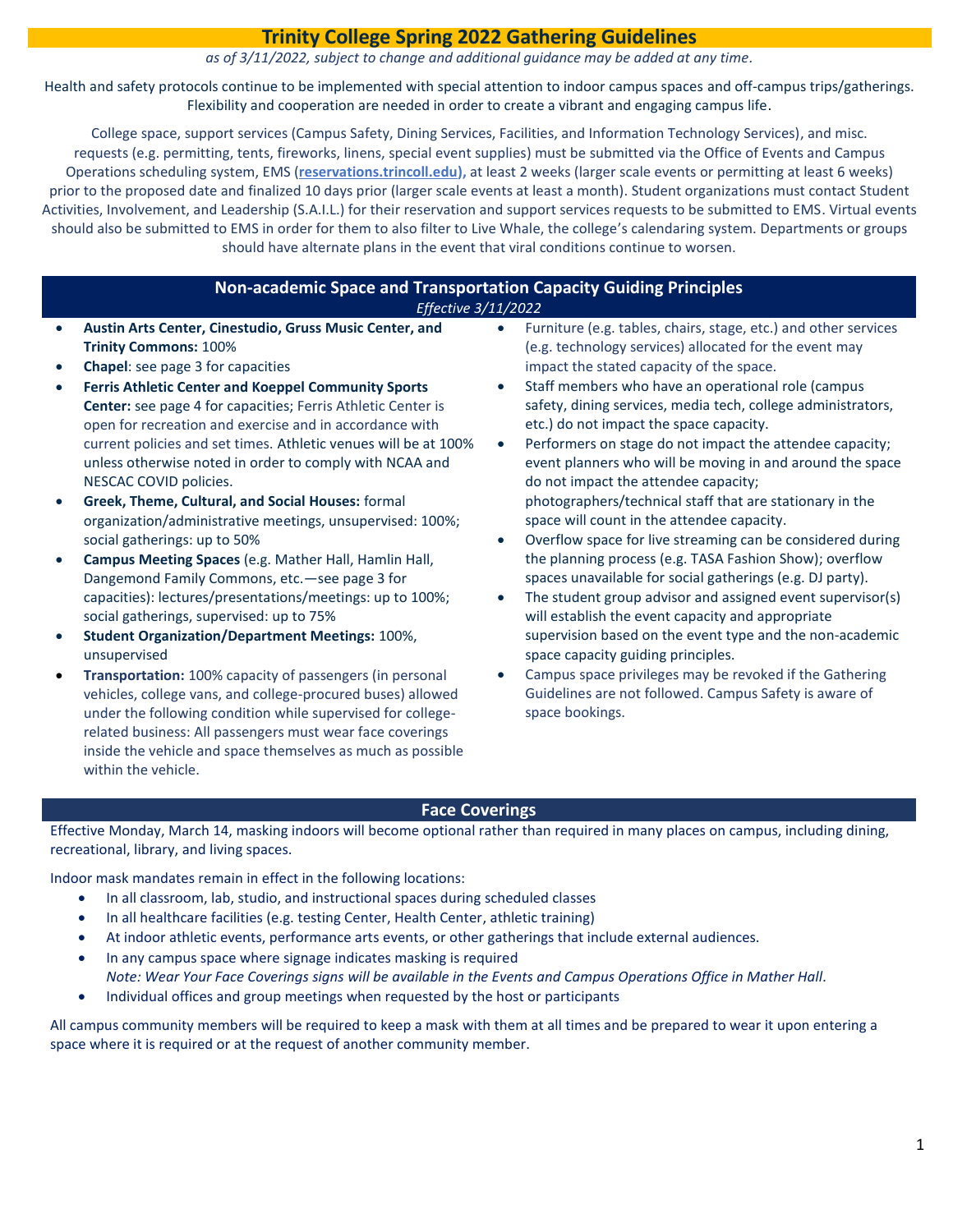# Trinity College Spring 2022 Gathering Guidelines

*as of 3/11/2022, subject to change and additional guidance may be added at any time.*

Health and safety protocols continue to be implemented with special attention to indoor campus spaces and off-campus trips/gatherings. Flexibility and cooperation are needed in order to create a vibrant and engaging campus life.

College space, support services (Campus Safety, Dining Services, Facilities, and Information Technology Services), and misc. requests (e.g. permitting, tents, fireworks, linens, special event supplies) must be submitted via the Office of Events and Campus Operations scheduling system, EMS (**reservations.trincoll.edu**), at least 2 weeks (larger scale events or permitting at least 6 weeks) prior to the proposed date and finalized 10 days prior (larger scale events at least a month). Student organizations must contact Student Activities, Involvement, and Leadership (S.A.I.L.) for their reservation and support services requests to be submitted to EMS. Virtual events should also be submitted to EMS in order for them to also filter to Live Whale, the college's calendaring system. Departments or groups should have alternate plans in the event that viral conditions continue to worsen.

## Non-academic Space and Transportation Capacity Guiding Principles

*Effective 3/11/2022*

- **Austin Arts Center, Cinestudio, Gruss Music Center, and Trinity Commons:** 100%
- **Chapel**: see page 3 for capacities
- **Ferris Athletic Center and Koeppel Community Sports Center:** see page 4 for capacities; Ferris Athletic Center is open for recreation and exercise and in accordance with current policies and set times. Athletic venues will be at 100% unless otherwise noted in order to comply with NCAA and NESCAC COVID policies.
- **Greek, Theme, Cultural, and Social Houses:** formal organization/administrative meetings, unsupervised: 100%; social gatherings: up to 50%
- **Campus Meeting Spaces** (e.g. Mather Hall, Hamlin Hall, Dangemond Family Commons, etc.—see page 3 for capacities): lectures/presentations/meetings: up to 100%; social gatherings, supervised: up to 75%
- **Student Organization/Department Meetings:** 100%, unsupervised
- **Transportation:** 100% capacity of passengers (in personal vehicles, college vans, and college-procured buses) allowed under the following condition while supervised for college-related business: All passengers must wear face coverings inside the vehicle and space themselves as much as possible within the vehicle.
- Furniture (e.g. tables, chairs, stage, etc.) and other services (e.g. technology services) allocated for the event may impact the stated capacity of the space.
- Staff members who have an operational role (campus safety, dining services, media tech, college administrators, etc.) do not impact the space capacity.
- Performers on stage do not impact the attendee capacity; event planners who will be moving in and around the space do not impact the attendee capacity; photographers/technical staff that are stationary in the space will count in the attendee capacity.
- Overflow space for live streaming can be considered during the planning process (e.g. TASA Fashion Show); overflow spaces unavailable for social gatherings (e.g. DJ party).
- The student group advisor and assigned event supervisor(s) will establish the event capacity and appropriate supervision based on the event type and the non-academic space capacity guiding principles.
- Campus space privileges may be revoked if the Gathering Guidelines are not followed. Campus Safety is aware of space bookings.

## Face Coverings

Effective Monday, March 14, masking indoors will become optional rather than required in many places on campus, including dining, recreational, library, and living spaces.

Indoor mask mandates remain in effect in the following locations:

- In all classroom, lab, studio, and instructional spaces during scheduled classes
- In all healthcare facilities (e.g. testing Center, Health Center, athletic training)
- At indoor athletic events, performance arts events, or other gatherings that include external audiences.
- In any campus space where signage indicates masking is required
  *Note: Wear Your Face Coverings signs will be available in the Events and Campus Operations Office in Mather Hall.*
- Individual offices and group meetings when requested by the host or participants

All campus community members will be required to keep a mask with them at all times and be prepared to wear it upon entering a space where it is required or at the request of another community member.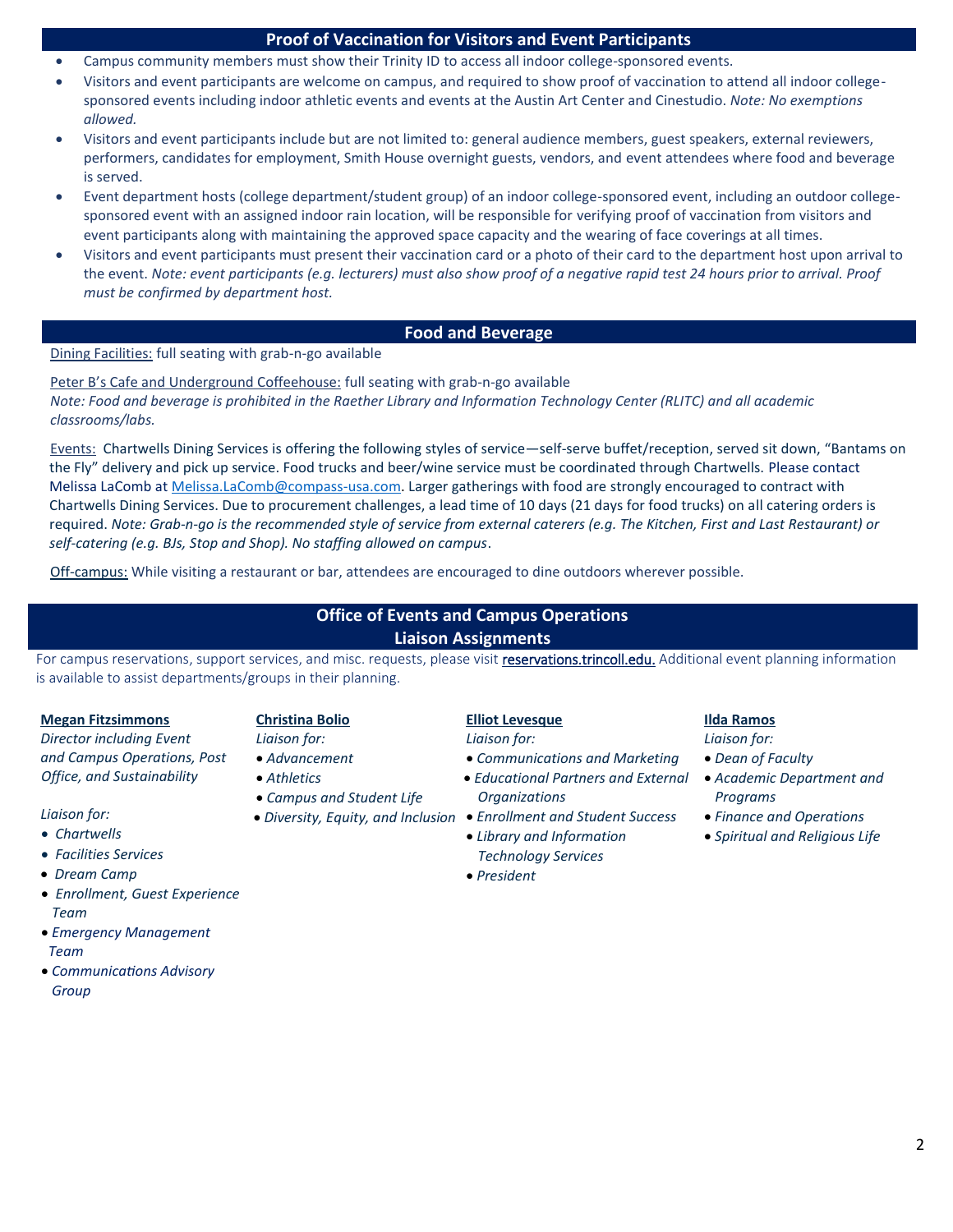## Proof of Vaccination for Visitors and Event Participants

- Campus community members must show their Trinity ID to access all indoor college-sponsored events.
- Visitors and event participants are welcome on campus, and required to show proof of vaccination to attend all indoor college-sponsored events including indoor athletic events and events at the Austin Art Center and Cinestudio. *Note: No exemptions allowed.*
- Visitors and event participants include but are not limited to: general audience members, guest speakers, external reviewers, performers, candidates for employment, Smith House overnight guests, vendors, and event attendees where food and beverage is served.
- Event department hosts (college department/student group) of an indoor college-sponsored event, including an outdoor college-sponsored event with an assigned indoor rain location, will be responsible for verifying proof of vaccination from visitors and event participants along with maintaining the approved space capacity and the wearing of face coverings at all times.
- Visitors and event participants must present their vaccination card or a photo of their card to the department host upon arrival to the event. *Note: event participants (e.g. lecturers) must also show proof of a negative rapid test 24 hours prior to arrival. Proof must be confirmed by department host.*

## Food and Beverage

Dining Facilities: full seating with grab-n-go available

Peter B's Cafe and Underground Coffeehouse: full seating with grab-n-go available
*Note: Food and beverage is prohibited in the Raether Library and Information Technology Center (RLITC) and all academic classrooms/labs.*

Events: Chartwells Dining Services is offering the following styles of service—self-serve buffet/reception, served sit down, "Bantams on the Fly" delivery and pick up service. Food trucks and beer/wine service must be coordinated through Chartwells. Please contact Melissa LaComb at Melissa.LaComb@compass-usa.com. Larger gatherings with food are strongly encouraged to contract with Chartwells Dining Services. Due to procurement challenges, a lead time of 10 days (21 days for food trucks) on all catering orders is required. *Note: Grab-n-go is the recommended style of service from external caterers (e.g. The Kitchen, First and Last Restaurant) or self-catering (e.g. BJs, Stop and Shop). No staffing allowed on campus*.

Off-campus: While visiting a restaurant or bar, attendees are encouraged to dine outdoors wherever possible.

## Office of Events and Campus Operations
## Liaison Assignments

For campus reservations, support services, and misc. requests, please visit reservations.trincoll.edu. Additional event planning information is available to assist departments/groups in their planning.

**Megan Fitzsimmons**
*Director including Event and Campus Operations, Post Office, and Sustainability*

*Liaison for:*
- *Chartwells*
- *Facilities Services*
- *Dream Camp*
- *Enrollment, Guest Experience Team*
- *Emergency Management Team*
- *Communications Advisory Group*

**Christina Bolio**
*Liaison for:*
- *Advancement*
- *Athletics*
- *Campus and Student Life*
- *Diversity, Equity, and Inclusion*

**Elliot Levesque**
*Liaison for:*
- *Communications and Marketing*
- *Educational Partners and External Organizations*
- *Enrollment and Student Success*
- *Library and Information Technology Services*
- *President*

**Ilda Ramos**
*Liaison for:*
- *Dean of Faculty*
- *Academic Department and Programs*
- *Finance and Operations*
- *Spiritual and Religious Life*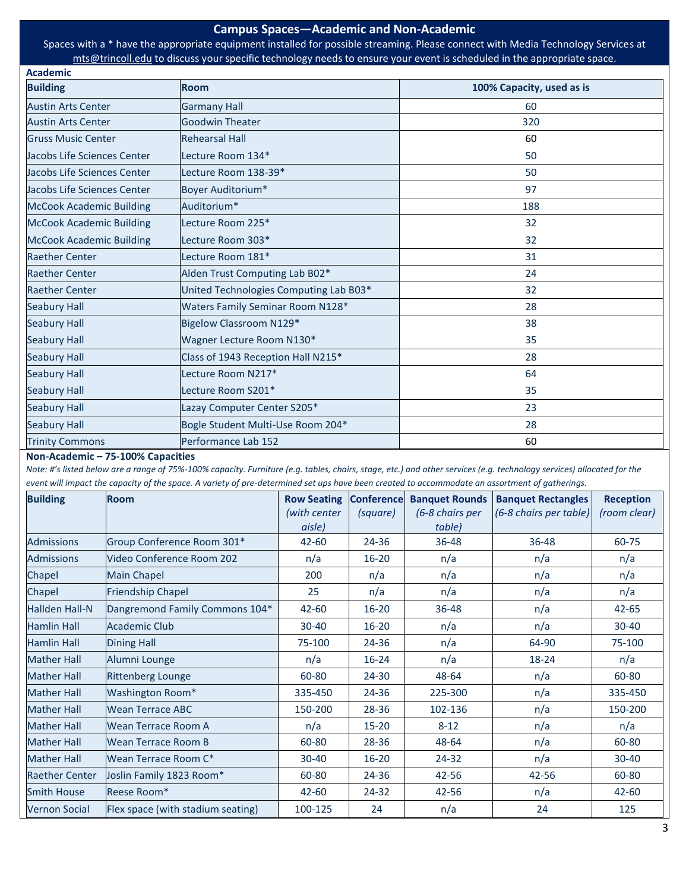## Campus Spaces—Academic and Non-Academic

Spaces with a * have the appropriate equipment installed for possible streaming. Please connect with Media Technology Services at mts@trincoll.edu to discuss your specific technology needs to ensure your event is scheduled in the appropriate space.

### Academic

| Building | Room | 100% Capacity, used as is |
|---|---|---|
| Austin Arts Center | Garmany Hall | 60 |
| Austin Arts Center | Goodwin Theater | 320 |
| Gruss Music Center | Rehearsal Hall | 60 |
| Jacobs Life Sciences Center | Lecture Room 134* | 50 |
| Jacobs Life Sciences Center | Lecture Room 138-39* | 50 |
| Jacobs Life Sciences Center | Boyer Auditorium* | 97 |
| McCook Academic Building | Auditorium* | 188 |
| McCook Academic Building | Lecture Room 225* | 32 |
| McCook Academic Building | Lecture Room 303* | 32 |
| Raether Center | Lecture Room 181* | 31 |
| Raether Center | Alden Trust Computing Lab B02* | 24 |
| Raether Center | United Technologies Computing Lab B03* | 32 |
| Seabury Hall | Waters Family Seminar Room N128* | 28 |
| Seabury Hall | Bigelow Classroom N129* | 38 |
| Seabury Hall | Wagner Lecture Room N130* | 35 |
| Seabury Hall | Class of 1943 Reception Hall N215* | 28 |
| Seabury Hall | Lecture Room N217* | 64 |
| Seabury Hall | Lecture Room S201* | 35 |
| Seabury Hall | Lazay Computer Center S205* | 23 |
| Seabury Hall | Bogle Student Multi-Use Room 204* | 28 |
| Trinity Commons | Performance Lab 152 | 60 |

### Non-Academic – 75-100% Capacities

*Note: #'s listed below are a range of 75%-100% capacity. Furniture (e.g. tables, chairs, stage, etc.) and other services (e.g. technology services) allocated for the event will impact the capacity of the space. A variety of pre-determined set ups have been created to accommodate an assortment of gatherings.*

| Building | Room | Row Seating *(with center aisle)* | Conference *(square)* | Banquet Rounds *(6-8 chairs per table)* | Banquet Rectangles *(6-8 chairs per table)* | Reception *(room clear)* |
|---|---|---|---|---|---|---|
| Admissions | Group Conference Room 301* | 42-60 | 24-36 | 36-48 | 36-48 | 60-75 |
| Admissions | Video Conference Room 202 | n/a | 16-20 | n/a | n/a | n/a |
| Chapel | Main Chapel | 200 | n/a | n/a | n/a | n/a |
| Chapel | Friendship Chapel | 25 | n/a | n/a | n/a | n/a |
| Hallden Hall-N | Dangremond Family Commons 104* | 42-60 | 16-20 | 36-48 | n/a | 42-65 |
| Hamlin Hall | Academic Club | 30-40 | 16-20 | n/a | n/a | 30-40 |
| Hamlin Hall | Dining Hall | 75-100 | 24-36 | n/a | 64-90 | 75-100 |
| Mather Hall | Alumni Lounge | n/a | 16-24 | n/a | 18-24 | n/a |
| Mather Hall | Rittenberg Lounge | 60-80 | 24-30 | 48-64 | n/a | 60-80 |
| Mather Hall | Washington Room* | 335-450 | 24-36 | 225-300 | n/a | 335-450 |
| Mather Hall | Wean Terrace ABC | 150-200 | 28-36 | 102-136 | n/a | 150-200 |
| Mather Hall | Wean Terrace Room A | n/a | 15-20 | 8-12 | n/a | n/a |
| Mather Hall | Wean Terrace Room B | 60-80 | 28-36 | 48-64 | n/a | 60-80 |
| Mather Hall | Wean Terrace Room C* | 30-40 | 16-20 | 24-32 | n/a | 30-40 |
| Raether Center | Joslin Family 1823 Room* | 60-80 | 24-36 | 42-56 | 42-56 | 60-80 |
| Smith House | Reese Room* | 42-60 | 24-32 | 42-56 | n/a | 42-60 |
| Vernon Social | Flex space (with stadium seating) | 100-125 | 24 | n/a | 24 | 125 |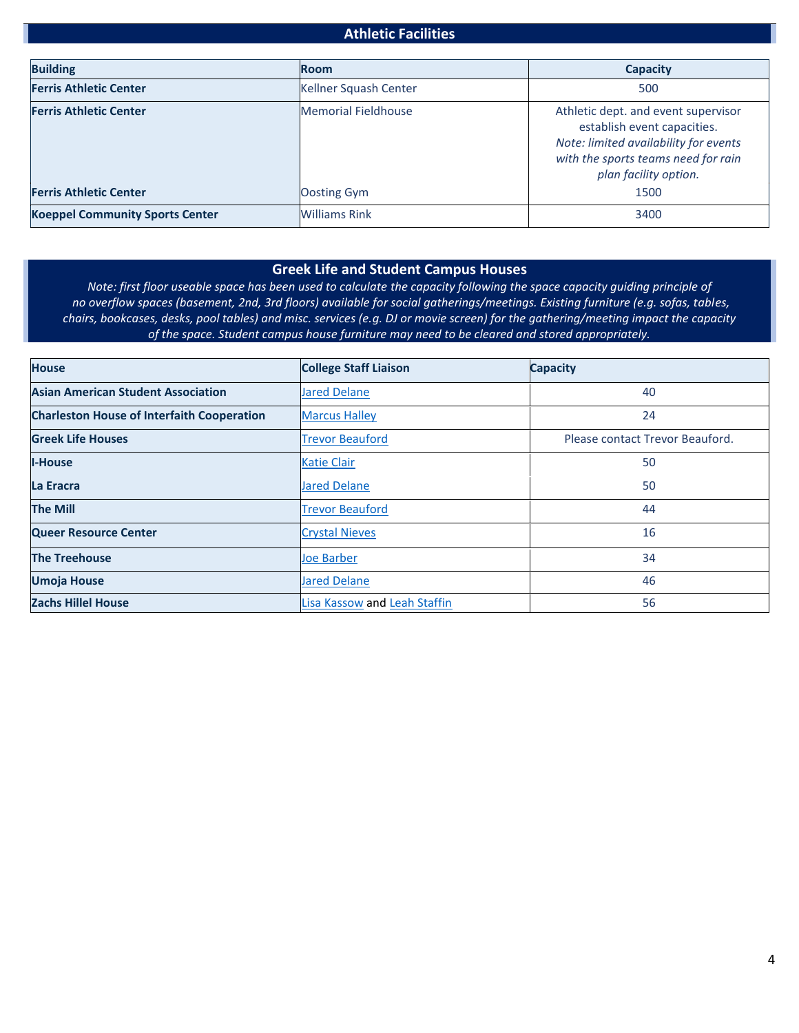## Athletic Facilities

| Building | Room | Capacity |
|---|---|---|
| **Ferris Athletic Center** | Kellner Squash Center | 500 |
| **Ferris Athletic Center** | Memorial Fieldhouse | Athletic dept. and event supervisor establish event capacities. *Note: limited availability for events with the sports teams need for rain plan facility option.* |
| **Ferris Athletic Center** | Oosting Gym | 1500 |
| **Koeppel Community Sports Center** | Williams Rink | 3400 |

## Greek Life and Student Campus Houses

*Note: first floor useable space has been used to calculate the capacity following the space capacity guiding principle of no overflow spaces (basement, 2nd, 3rd floors) available for social gatherings/meetings. Existing furniture (e.g. sofas, tables, chairs, bookcases, desks, pool tables) and misc. services (e.g. DJ or movie screen) for the gathering/meeting impact the capacity of the space. Student campus house furniture may need to be cleared and stored appropriately.*

| House | College Staff Liaison | Capacity |
|---|---|---|
| **Asian American Student Association** | Jared Delane | 40 |
| **Charleston House of Interfaith Cooperation** | Marcus Halley | 24 |
| **Greek Life Houses** | Trevor Beauford | Please contact Trevor Beauford. |
| **I-House** | Katie Clair | 50 |
| **La Eracra** | Jared Delane | 50 |
| **The Mill** | Trevor Beauford | 44 |
| **Queer Resource Center** | Crystal Nieves | 16 |
| **The Treehouse** | Joe Barber | 34 |
| **Umoja House** | Jared Delane | 46 |
| **Zachs Hillel House** | Lisa Kassow and Leah Staffin | 56 |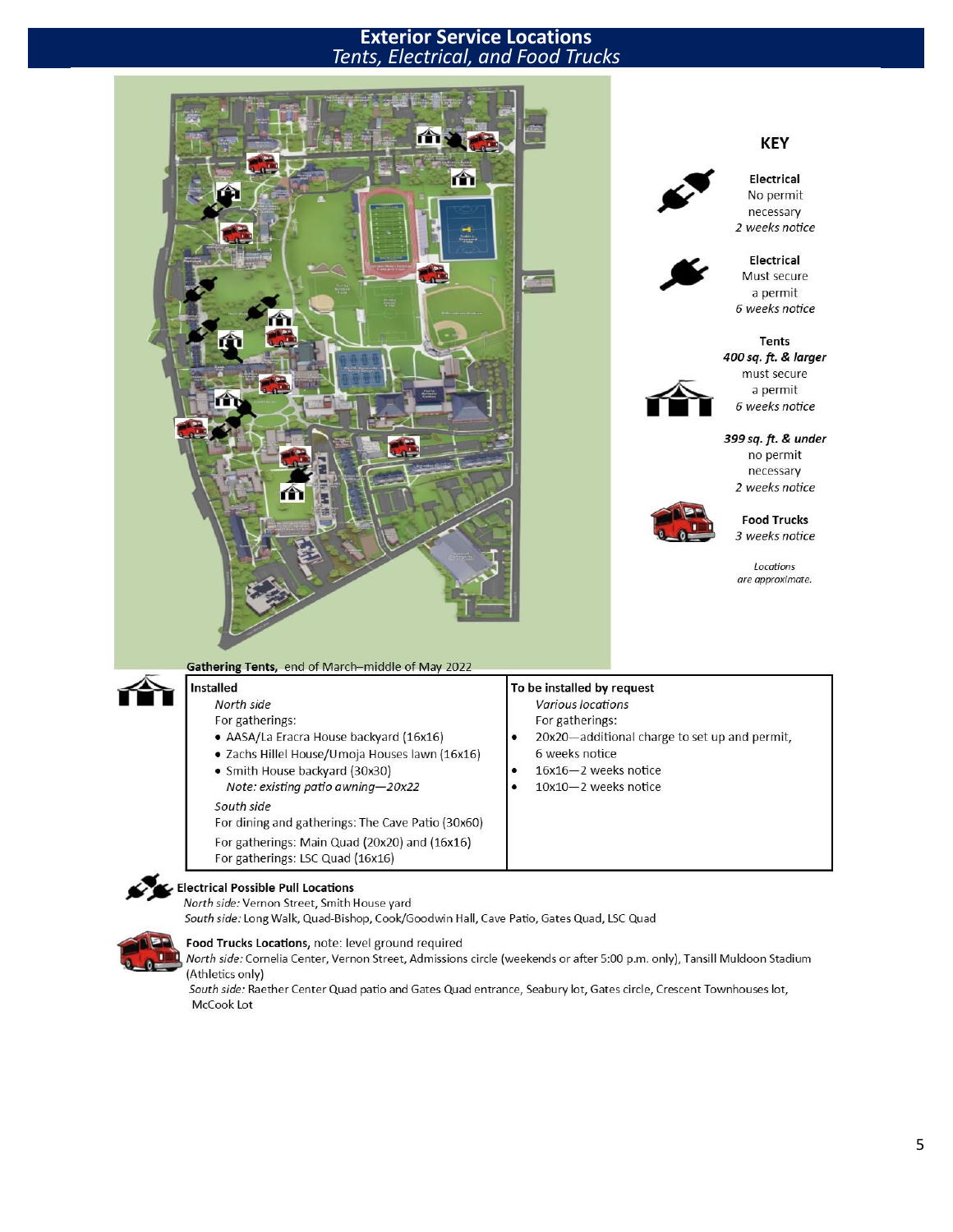# Exterior Service Locations

*Tents, Electrical, and Food Trucks*

**KEY**

**Electrical**
No permit necessary
*2 weeks notice*

**Electrical**
Must secure a permit
*6 weeks notice*

**Tents**
*400 sq. ft. & larger* must secure a permit
*6 weeks notice*

*399 sq. ft. & under* no permit necessary
*2 weeks notice*

**Food Trucks**
*3 weeks notice*

*Locations are approximate.*

**Gathering Tents,** end of March–middle of May 2022

| Installed | To be installed by request |
|---|---|
| *North side*<br>For gatherings:<br>• AASA/La Eracra House backyard (16x16)<br>• Zachs Hillel House/Umoja Houses lawn (16x16)<br>• Smith House backyard (30x30)<br>*Note: existing patio awning—20x22*<br>*South side*<br>For dining and gatherings: The Cave Patio (30x60)<br>For gatherings: Main Quad (20x20) and (16x16)<br>For gatherings: LSC Quad (16x16) | *Various locations*<br>For gatherings:<br>• 20x20—additional charge to set up and permit, 6 weeks notice<br>• 16x16—2 weeks notice<br>• 10x10—2 weeks notice |

**Electrical Possible Pull Locations**

*North side:* Vernon Street, Smith House yard

*South side:* Long Walk, Quad-Bishop, Cook/Goodwin Hall, Cave Patio, Gates Quad, LSC Quad

**Food Trucks Locations,** note: level ground required

*North side:* Cornelia Center, Vernon Street, Admissions circle (weekends or after 5:00 p.m. only), Tansill Muldoon Stadium (Athletics only)

*South side:* Raether Center Quad patio and Gates Quad entrance, Seabury lot, Gates circle, Crescent Townhouses lot, McCook Lot